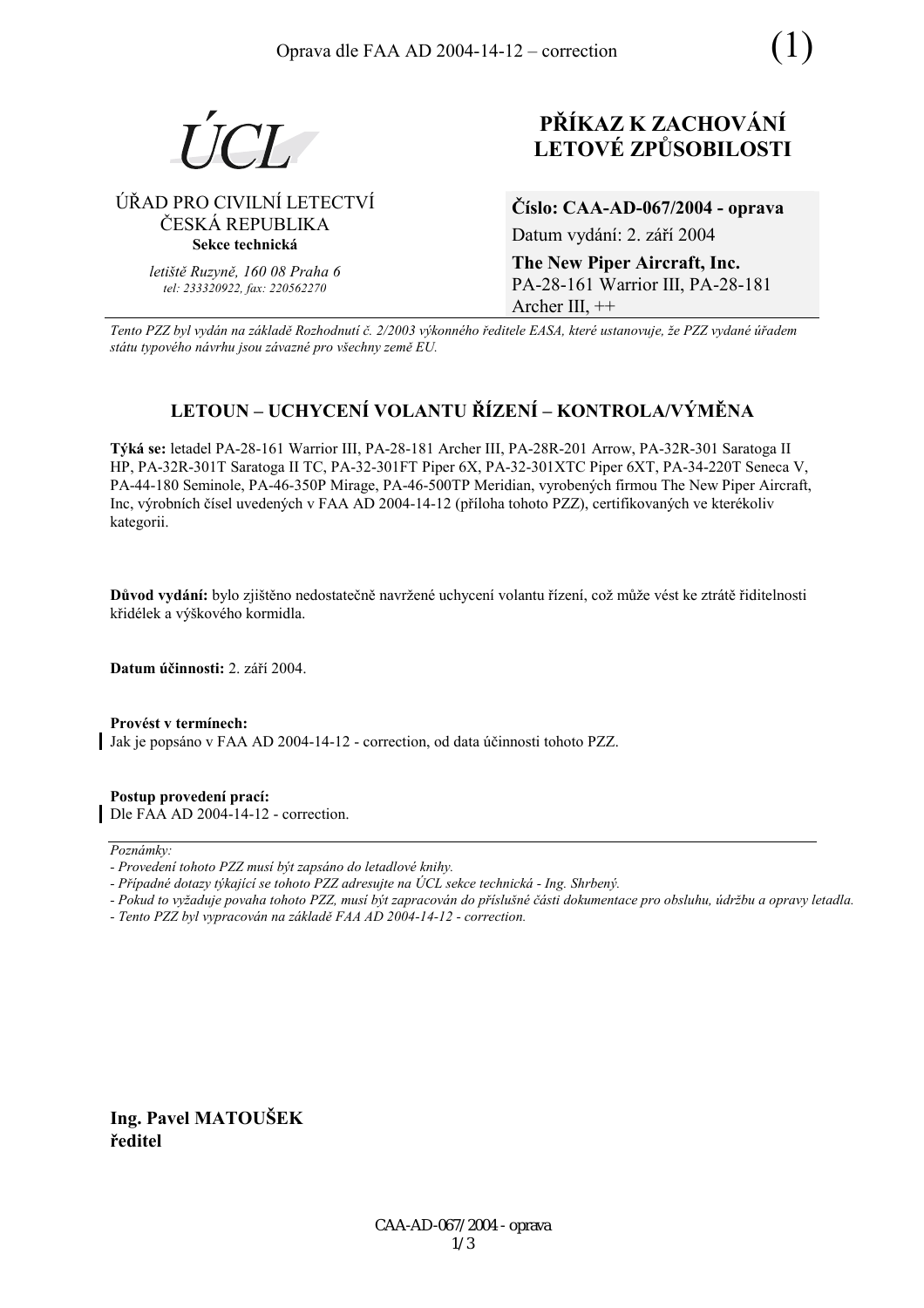Oprava dle FAA AD 2004-14-12 – correction (1)

ÚCL

ÚŘAD PRO CIVILNÍ LETECTVÍ
ČESKÁ REPUBLIKA
**Sekce technická**

*letiště Ruzyně, 160 08 Praha 6*
*tel: 233320922, fax: 220562270*

# PŘÍKAZ K ZACHOVÁNÍ LETOVÉ ZPŮSOBILOSTI

**Číslo: CAA-AD-067/2004 - oprava**

Datum vydání: 2. září 2004

**The New Piper Aircraft, Inc.**
PA-28-161 Warrior III, PA-28-181 Archer III, ++

*Tento PZZ byl vydán na základě Rozhodnutí č. 2/2003 výkonného ředitele EASA, které ustanovuje, že PZZ vydané úřadem státu typového návrhu jsou závazné pro všechny země EU.*

## LETOUN – UCHYCENÍ VOLANTU ŘÍZENÍ – KONTROLA/VÝMĚNA

**Týká se:** letadel PA-28-161 Warrior III, PA-28-181 Archer III, PA-28R-201 Arrow, PA-32R-301 Saratoga II HP, PA-32R-301T Saratoga II TC, PA-32-301FT Piper 6X, PA-32-301XTC Piper 6XT, PA-34-220T Seneca V, PA-44-180 Seminole, PA-46-350P Mirage, PA-46-500TP Meridian, vyrobených firmou The New Piper Aircraft, Inc, výrobních čísel uvedených v FAA AD 2004-14-12 (příloha tohoto PZZ), certifikovaných ve kterékoliv kategorii.

**Důvod vydání:** bylo zjištěno nedostatečně navržené uchycení volantu řízení, což může vést ke ztrátě řiditelnosti křidélek a výškového kormidla.

**Datum účinnosti:** 2. září 2004.

**Provést v termínech:**
Jak je popsáno v FAA AD 2004-14-12 - correction, od data účinnosti tohoto PZZ.

**Postup provedení prací:**
Dle FAA AD 2004-14-12 - correction.

*Poznámky:*
*- Provedení tohoto PZZ musí být zapsáno do letadlové knihy.*
*- Případné dotazy týkající se tohoto PZZ adresujte na ÚCL sekce technická - Ing. Shrbený.*
*- Pokud to vyžaduje povaha tohoto PZZ, musí být zapracován do příslušné části dokumentace pro obsluhu, údržbu a opravy letadla.*
*- Tento PZZ byl vypracován na základě FAA AD 2004-14-12 - correction.*

**Ing. Pavel MATOUŠEK**
**ředitel**

CAA-AD-067/2004 - oprava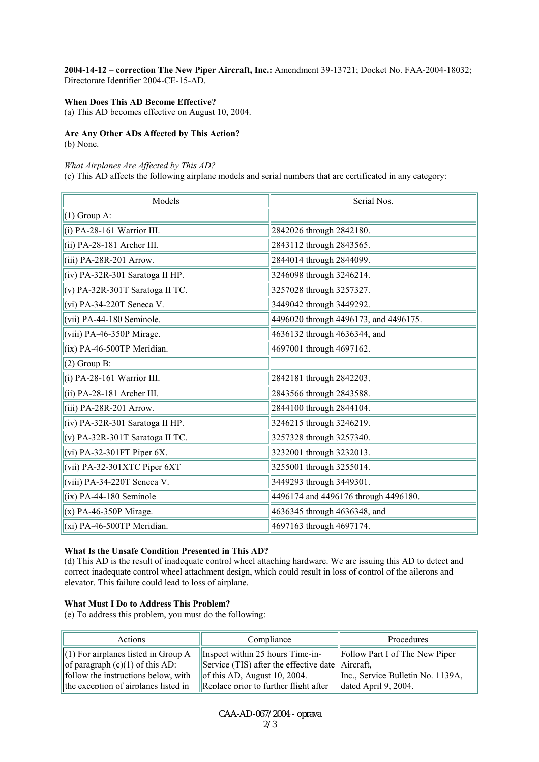**2004-14-12 – correction The New Piper Aircraft, Inc.:** Amendment 39-13721; Docket No. FAA-2004-18032; Directorate Identifier 2004-CE-15-AD.

**When Does This AD Become Effective?**
(a) This AD becomes effective on August 10, 2004.

**Are Any Other ADs Affected by This Action?**
(b) None.

*What Airplanes Are Affected by This AD?*
(c) This AD affects the following airplane models and serial numbers that are certificated in any category:

| Models | Serial Nos. |
|---|---|
| (1) Group A: | |
| (i) PA-28-161 Warrior III. | 2842026 through 2842180. |
| (ii) PA-28-181 Archer III. | 2843112 through 2843565. |
| (iii) PA-28R-201 Arrow. | 2844014 through 2844099. |
| (iv) PA-32R-301 Saratoga II HP. | 3246098 through 3246214. |
| (v) PA-32R-301T Saratoga II TC. | 3257028 through 3257327. |
| (vi) PA-34-220T Seneca V. | 3449042 through 3449292. |
| (vii) PA-44-180 Seminole. | 4496020 through 4496173, and 4496175. |
| (viii) PA-46-350P Mirage. | 4636132 through 4636344, and |
| (ix) PA-46-500TP Meridian. | 4697001 through 4697162. |
| (2) Group B: | |
| (i) PA-28-161 Warrior III. | 2842181 through 2842203. |
| (ii) PA-28-181 Archer III. | 2843566 through 2843588. |
| (iii) PA-28R-201 Arrow. | 2844100 through 2844104. |
| (iv) PA-32R-301 Saratoga II HP. | 3246215 through 3246219. |
| (v) PA-32R-301T Saratoga II TC. | 3257328 through 3257340. |
| (vi) PA-32-301FT Piper 6X. | 3232001 through 3232013. |
| (vii) PA-32-301XTC Piper 6XT | 3255001 through 3255014. |
| (viii) PA-34-220T Seneca V. | 3449293 through 3449301. |
| (ix) PA-44-180 Seminole | 4496174 and 4496176 through 4496180. |
| (x) PA-46-350P Mirage. | 4636345 through 4636348, and |
| (xi) PA-46-500TP Meridian. | 4697163 through 4697174. |

**What Is the Unsafe Condition Presented in This AD?**
(d) This AD is the result of inadequate control wheel attaching hardware. We are issuing this AD to detect and correct inadequate control wheel attachment design, which could result in loss of control of the ailerons and elevator. This failure could lead to loss of airplane.

**What Must I Do to Address This Problem?**
(e) To address this problem, you must do the following:

| Actions | Compliance | Procedures |
|---|---|---|
| (1) For airplanes listed in Group A of paragraph (c)(1) of this AD: follow the instructions below, with the exception of airplanes listed in | Inspect within 25 hours Time-in-Service (TIS) after the effective date of this AD, August 10, 2004. Replace prior to further flight after | Follow Part I of The New Piper Aircraft, Inc., Service Bulletin No. 1139A, dated April 9, 2004. |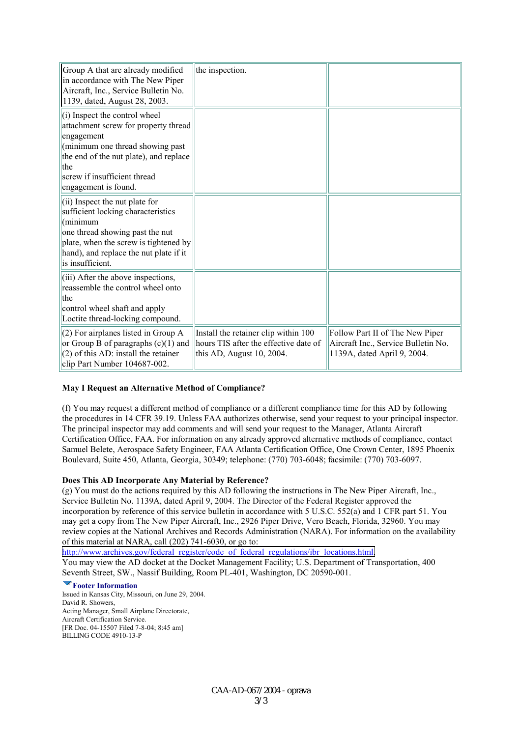| | | |
|---|---|---|
| Group A that are already modified in accordance with The New Piper Aircraft, Inc., Service Bulletin No. 1139, dated, August 28, 2003. | the inspection. | |
| (i) Inspect the control wheel attachment screw for property thread engagement (minimum one thread showing past the end of the nut plate), and replace the screw if insufficient thread engagement is found. | | |
| (ii) Inspect the nut plate for sufficient locking characteristics (minimum one thread showing past the nut plate, when the screw is tightened by hand), and replace the nut plate if it is insufficient. | | |
| (iii) After the above inspections, reassemble the control wheel onto the control wheel shaft and apply Loctite thread-locking compound. | | |
| (2) For airplanes listed in Group A or Group B of paragraphs (c)(1) and (2) of this AD: install the retainer clip Part Number 104687-002. | Install the retainer clip within 100 hours TIS after the effective date of this AD, August 10, 2004. | Follow Part II of The New Piper Aircraft Inc., Service Bulletin No. 1139A, dated April 9, 2004. |

**May I Request an Alternative Method of Compliance?**

(f) You may request a different method of compliance or a different compliance time for this AD by following the procedures in 14 CFR 39.19. Unless FAA authorizes otherwise, send your request to your principal inspector. The principal inspector may add comments and will send your request to the Manager, Atlanta Aircraft Certification Office, FAA. For information on any already approved alternative methods of compliance, contact Samuel Belete, Aerospace Safety Engineer, FAA Atlanta Certification Office, One Crown Center, 1895 Phoenix Boulevard, Suite 450, Atlanta, Georgia, 30349; telephone: (770) 703-6048; facsimile: (770) 703-6097.

**Does This AD Incorporate Any Material by Reference?**

(g) You must do the actions required by this AD following the instructions in The New Piper Aircraft, Inc., Service Bulletin No. 1139A, dated April 9, 2004. The Director of the Federal Register approved the incorporation by reference of this service bulletin in accordance with 5 U.S.C. 552(a) and 1 CFR part 51. You may get a copy from The New Piper Aircraft, Inc., 2926 Piper Drive, Vero Beach, Florida, 32960. You may review copies at the National Archives and Records Administration (NARA). For information on the availability of this material at NARA, call (202) 741-6030, or go to:
http://www.archives.gov/federal_register/code_of_federal_regulations/ibr_locations.html.
You may view the AD docket at the Docket Management Facility; U.S. Department of Transportation, 400 Seventh Street, SW., Nassif Building, Room PL-401, Washington, DC 20590-001.

**Footer Information**

Issued in Kansas City, Missouri, on June 29, 2004.
David R. Showers,
Acting Manager, Small Airplane Directorate,
Aircraft Certification Service.
[FR Doc. 04-15507 Filed 7-8-04; 8:45 am]
BILLING CODE 4910-13-P

CAA-AD-067/2004 - oprava